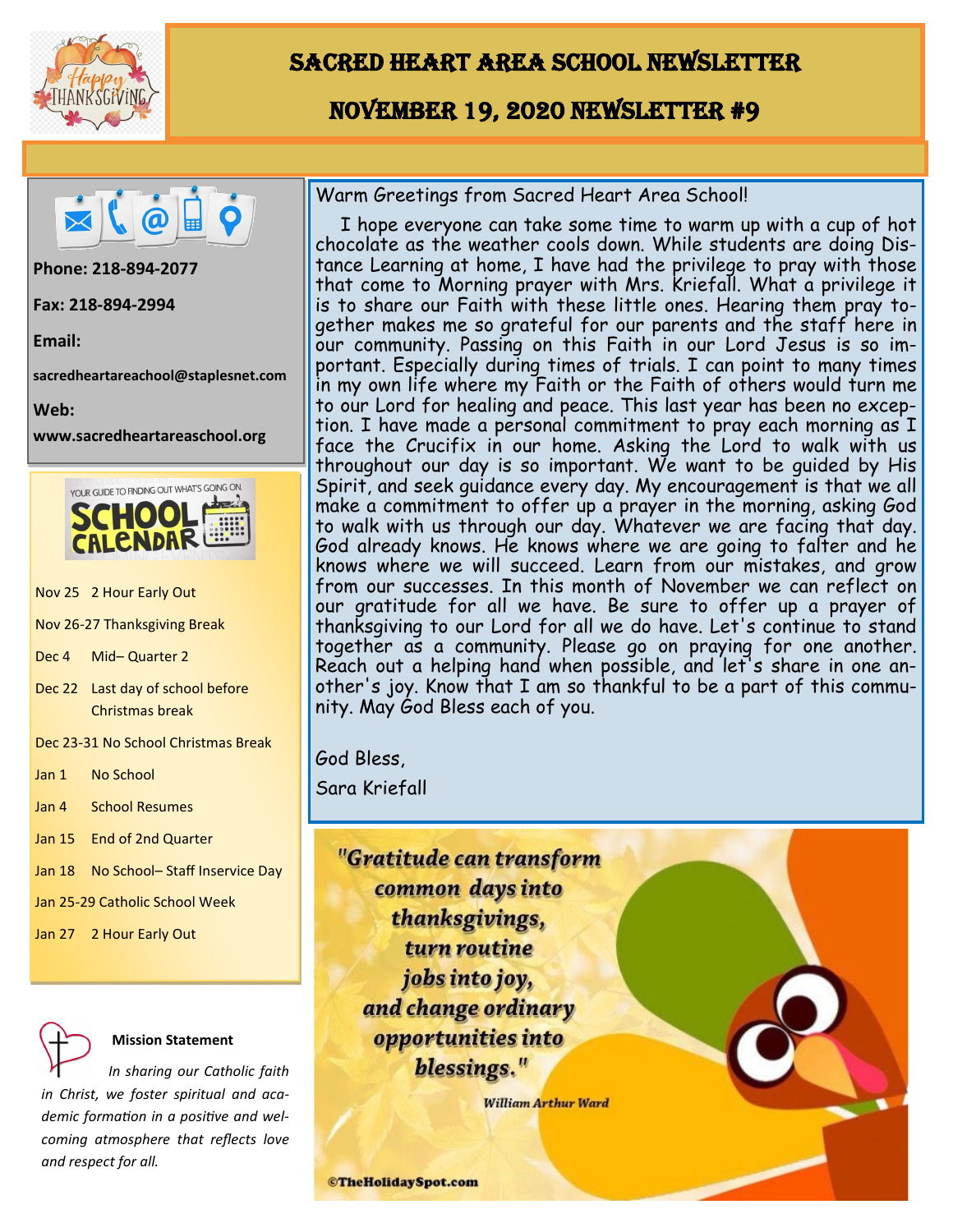# Sacred Heart Area School Newsletter

## November 19, 2020 Newsletter #9

**Phone: 218-894-2077**

**Fax: 218-894-2994**

**Email:**

**sacredheartareachool@staplesnet.com**

**Web:**

**www.sacredheartareaschool.org**

### School Calendar

- Nov 25 2 Hour Early Out
- Nov 26-27 Thanksgiving Break
- Dec 4 Mid– Quarter 2
- Dec 22 Last day of school before Christmas break
- Dec 23-31 No School Christmas Break
- Jan 1 No School
- Jan 4 School Resumes
- Jan 15 End of 2nd Quarter
- Jan 18 No School– Staff Inservice Day
- Jan 25-29 Catholic School Week
- Jan 27 2 Hour Early Out

**Mission Statement**

*In sharing our Catholic faith in Christ, we foster spiritual and academic formation in a positive and welcoming atmosphere that reflects love and respect for all.*

Warm Greetings from Sacred Heart Area School!

I hope everyone can take some time to warm up with a cup of hot chocolate as the weather cools down. While students are doing Distance Learning at home, I have had the privilege to pray with those that come to Morning prayer with Mrs. Kriefall. What a privilege it is to share our Faith with these little ones. Hearing them pray together makes me so grateful for our parents and the staff here in our community. Passing on this Faith in our Lord Jesus is so important. Especially during times of trials. I can point to many times in my own life where my Faith or the Faith of others would turn me to our Lord for healing and peace. This last year has been no exception. I have made a personal commitment to pray each morning as I face the Crucifix in our home. Asking the Lord to walk with us throughout our day is so important. We want to be guided by His Spirit, and seek guidance every day. My encouragement is that we all make a commitment to offer up a prayer in the morning, asking God to walk with us through our day. Whatever we are facing that day. God already knows. He knows where we are going to falter and he knows where we will succeed. Learn from our mistakes, and grow from our successes. In this month of November we can reflect on our gratitude for all we have. Be sure to offer up a prayer of thanksgiving to our Lord for all we do have. Let's continue to stand together as a community. Please go on praying for one another. Reach out a helping hand when possible, and let's share in one another's joy. Know that I am so thankful to be a part of this community. May God Bless each of you.

God Bless,

Sara Kriefall

*"Gratitude can transform common days into thanksgivings, turn routine jobs into joy, and change ordinary opportunities into blessings."*

William Arthur Ward

©TheHolidaySpot.com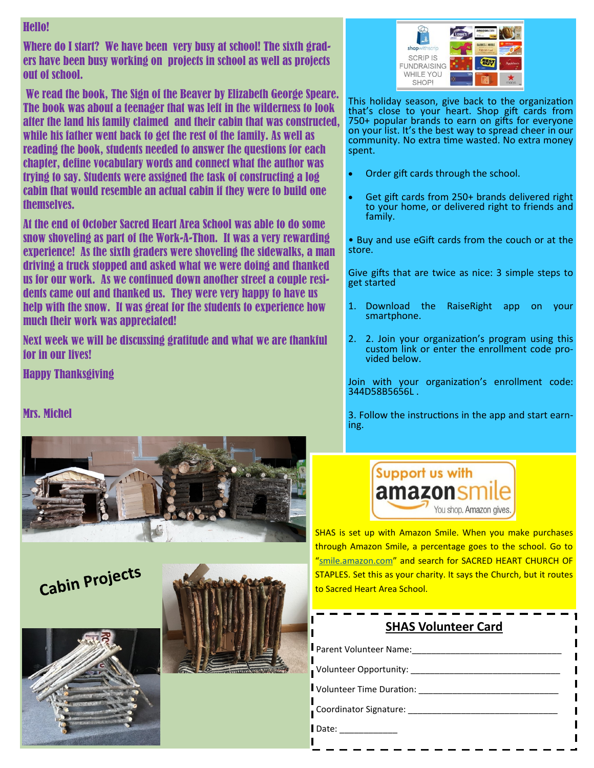Hello!

Where do I start? We have been very busy at school! The sixth graders have been busy working on projects in school as well as projects out of school.

We read the book, The Sign of the Beaver by Elizabeth George Speare. The book was about a teenager that was left in the wilderness to look after the land his family claimed and their cabin that was constructed, while his father went back to get the rest of the family. As well as reading the book, students needed to answer the questions for each chapter, define vocabulary words and connect what the author was trying to say. Students were assigned the task of constructing a log cabin that would resemble an actual cabin if they were to build one themselves.

At the end of October Sacred Heart Area School was able to do some snow shoveling as part of the Work-A-Thon. It was a very rewarding experience! As the sixth graders were shoveling the sidewalks, a man driving a truck stopped and asked what we were doing and thanked us for our work. As we continued down another street a couple residents came out and thanked us. They were very happy to have us help with the snow. It was great for the students to experience how much their work was appreciated!

Next week we will be discussing gratitude and what we are thankful for in our lives!

Happy Thanksgiving

Mrs. Michel

Cabin Projects

SCRIP IS FUNDRAISING WHILE YOU SHOP!

This holiday season, give back to the organization that's close to your heart. Shop gift cards from 750+ popular brands to earn on gifts for everyone on your list. It's the best way to spread cheer in our community. No extra time wasted. No extra money spent.

- Order gift cards through the school.
- Get gift cards from 250+ brands delivered right to your home, or delivered right to friends and family.

• Buy and use eGift cards from the couch or at the store.

Give gifts that are twice as nice: 3 simple steps to get started

1. Download the RaiseRight app on your smartphone.
2. 2. Join your organization's program using this custom link or enter the enrollment code provided below.

Join with your organization's enrollment code: 344D58B5656L .

3. Follow the instructions in the app and start earning.

Support us with amazonsmile

You shop. Amazon gives.

SHAS is set up with Amazon Smile. When you make purchases through Amazon Smile, a percentage goes to the school. Go to "smile.amazon.com" and search for SACRED HEART CHURCH OF STAPLES. Set this as your charity. It says the Church, but it routes to Sacred Heart Area School.

## SHAS Volunteer Card

Parent Volunteer Name:_______________________________

Volunteer Opportunity: _______________________________

Volunteer Time Duration: _____________________________

Coordinator Signature: ______________________________

Date: ____________